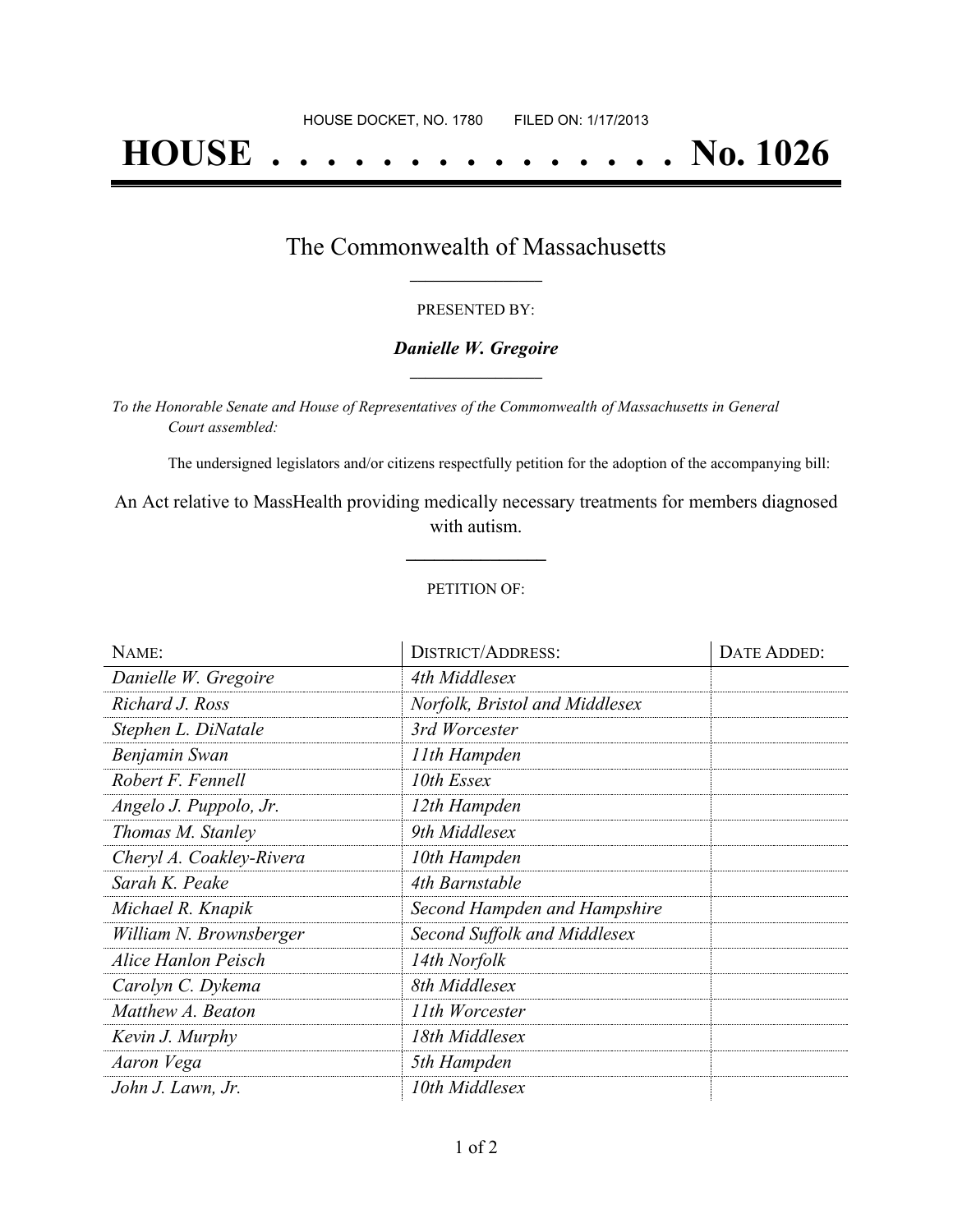HOUSE DOCKET, NO. 1780 FILED ON: 1/17/2013

# HOUSE . . . . . . . . . . . . . . . No. 1026

## The Commonwealth of Massachusetts

PRESENTED BY:

***Danielle W. Gregoire***

*To the Honorable Senate and House of Representatives of the Commonwealth of Massachusetts in General Court assembled:*

The undersigned legislators and/or citizens respectfully petition for the adoption of the accompanying bill:

An Act relative to MassHealth providing medically necessary treatments for members diagnosed with autism.

PETITION OF:

| NAME: | DISTRICT/ADDRESS: | DATE ADDED: |
| --- | --- | --- |
| *Danielle W. Gregoire* | *4th Middlesex* | |
| *Richard J. Ross* | *Norfolk, Bristol and Middlesex* | |
| *Stephen L. DiNatale* | *3rd Worcester* | |
| *Benjamin Swan* | *11th Hampden* | |
| *Robert F. Fennell* | *10th Essex* | |
| *Angelo J. Puppolo, Jr.* | *12th Hampden* | |
| *Thomas M. Stanley* | *9th Middlesex* | |
| *Cheryl A. Coakley-Rivera* | *10th Hampden* | |
| *Sarah K. Peake* | *4th Barnstable* | |
| *Michael R. Knapik* | *Second Hampden and Hampshire* | |
| *William N. Brownsberger* | *Second Suffolk and Middlesex* | |
| *Alice Hanlon Peisch* | *14th Norfolk* | |
| *Carolyn C. Dykema* | *8th Middlesex* | |
| *Matthew A. Beaton* | *11th Worcester* | |
| *Kevin J. Murphy* | *18th Middlesex* | |
| *Aaron Vega* | *5th Hampden* | |
| *John J. Lawn, Jr.* | *10th Middlesex* | |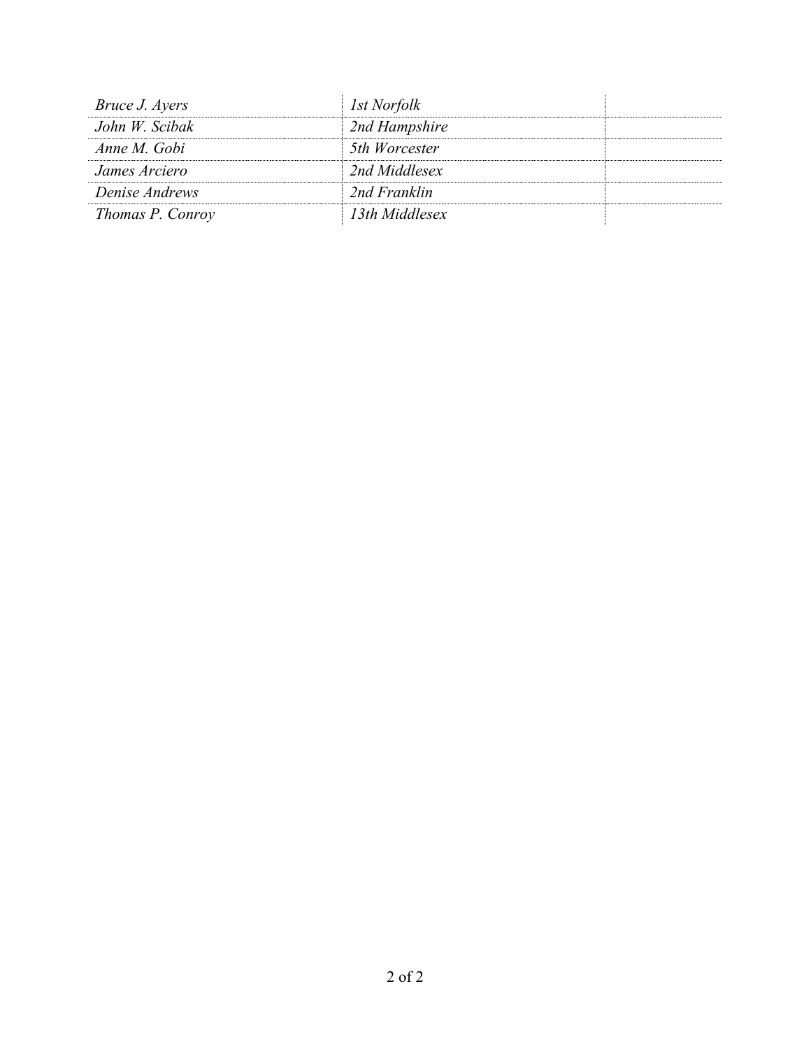| | | |
|---|---|---|
| *Bruce J. Ayers* | *1st Norfolk* | |
| *John W. Scibak* | *2nd Hampshire* | |
| *Anne M. Gobi* | *5th Worcester* | |
| *James Arciero* | *2nd Middlesex* | |
| *Denise Andrews* | *2nd Franklin* | |
| *Thomas P. Conroy* | *13th Middlesex* | |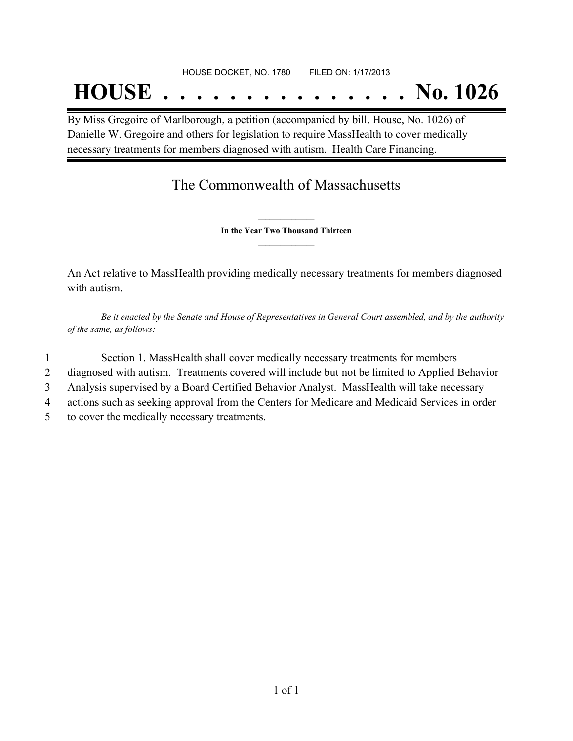HOUSE DOCKET, NO. 1780 FILED ON: 1/17/2013

# HOUSE . . . . . . . . . . . . . . . No. 1026

By Miss Gregoire of Marlborough, a petition (accompanied by bill, House, No. 1026) of Danielle W. Gregoire and others for legislation to require MassHealth to cover medically necessary treatments for members diagnosed with autism. Health Care Financing.

## The Commonwealth of Massachusetts

**In the Year Two Thousand Thirteen**

An Act relative to MassHealth providing medically necessary treatments for members diagnosed with autism.

*Be it enacted by the Senate and House of Representatives in General Court assembled, and by the authority of the same, as follows:*

1 Section 1. MassHealth shall cover medically necessary treatments for members
2 diagnosed with autism. Treatments covered will include but not be limited to Applied Behavior
3 Analysis supervised by a Board Certified Behavior Analyst. MassHealth will take necessary
4 actions such as seeking approval from the Centers for Medicare and Medicaid Services in order
5 to cover the medically necessary treatments.